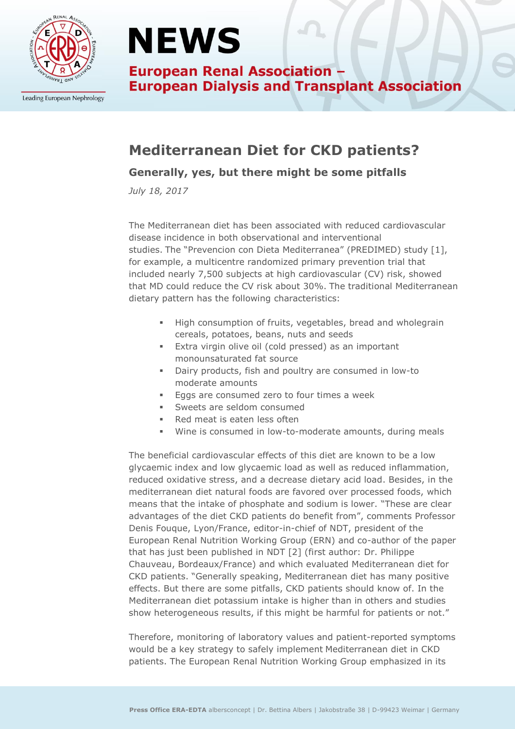# NEWS

**European Renal Association – European Dialysis and Transplant Association**

## Mediterranean Diet for CKD patients?

### Generally, yes, but there might be some pitfalls

*July 18, 2017*

The Mediterranean diet has been associated with reduced cardiovascular disease incidence in both observational and interventional studies. The "Prevencion con Dieta Mediterranea" (PREDIMED) study [1], for example, a multicentre randomized primary prevention trial that included nearly 7,500 subjects at high cardiovascular (CV) risk, showed that MD could reduce the CV risk about 30%. The traditional Mediterranean dietary pattern has the following characteristics:

- High consumption of fruits, vegetables, bread and wholegrain cereals, potatoes, beans, nuts and seeds
- Extra virgin olive oil (cold pressed) as an important monounsaturated fat source
- Dairy products, fish and poultry are consumed in low-to moderate amounts
- Eggs are consumed zero to four times a week
- Sweets are seldom consumed
- Red meat is eaten less often
- Wine is consumed in low-to-moderate amounts, during meals

The beneficial cardiovascular effects of this diet are known to be a low glycaemic index and low glycaemic load as well as reduced inflammation, reduced oxidative stress, and a decrease dietary acid load. Besides, in the mediterranean diet natural foods are favored over processed foods, which means that the intake of phosphate and sodium is lower. "These are clear advantages of the diet CKD patients do benefit from", comments Professor Denis Fouque, Lyon/France, editor-in-chief of NDT, president of the European Renal Nutrition Working Group (ERN) and co-author of the paper that has just been published in NDT [2] (first author: Dr. Philippe Chauveau, Bordeaux/France) and which evaluated Mediterranean diet for CKD patients. "Generally speaking, Mediterranean diet has many positive effects. But there are some pitfalls, CKD patients should know of. In the Mediterranean diet potassium intake is higher than in others and studies show heterogeneous results, if this might be harmful for patients or not."

Therefore, monitoring of laboratory values and patient-reported symptoms would be a key strategy to safely implement Mediterranean diet in CKD patients. The European Renal Nutrition Working Group emphasized in its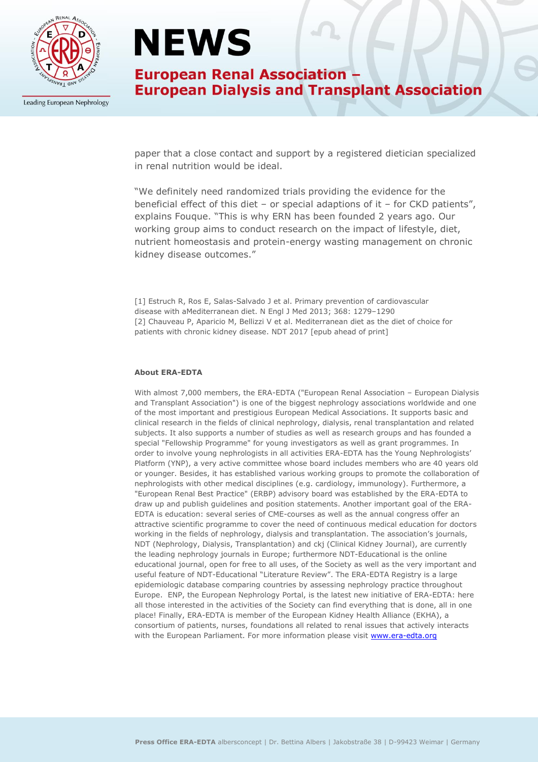paper that a close contact and support by a registered dietician specialized in renal nutrition would be ideal.

"We definitely need randomized trials providing the evidence for the beneficial effect of this diet – or special adaptions of it – for CKD patients", explains Fouque. "This is why ERN has been founded 2 years ago. Our working group aims to conduct research on the impact of lifestyle, diet, nutrient homeostasis and protein-energy wasting management on chronic kidney disease outcomes."

[1] Estruch R, Ros E, Salas-Salvado J et al. Primary prevention of cardiovascular disease with aMediterranean diet. N Engl J Med 2013; 368: 1279–1290
[2] Chauveau P, Aparicio M, Bellizzi V et al. Mediterranean diet as the diet of choice for patients with chronic kidney disease. NDT 2017 [epub ahead of print]

**About ERA-EDTA**

With almost 7,000 members, the ERA-EDTA ("European Renal Association – European Dialysis and Transplant Association") is one of the biggest nephrology associations worldwide and one of the most important and prestigious European Medical Associations. It supports basic and clinical research in the fields of clinical nephrology, dialysis, renal transplantation and related subjects. It also supports a number of studies as well as research groups and has founded a special "Fellowship Programme" for young investigators as well as grant programmes. In order to involve young nephrologists in all activities ERA-EDTA has the Young Nephrologists' Platform (YNP), a very active committee whose board includes members who are 40 years old or younger. Besides, it has established various working groups to promote the collaboration of nephrologists with other medical disciplines (e.g. cardiology, immunology). Furthermore, a "European Renal Best Practice" (ERBP) advisory board was established by the ERA-EDTA to draw up and publish guidelines and position statements. Another important goal of the ERA-EDTA is education: several series of CME-courses as well as the annual congress offer an attractive scientific programme to cover the need of continuous medical education for doctors working in the fields of nephrology, dialysis and transplantation. The association's journals, NDT (Nephrology, Dialysis, Transplantation) and ckj (Clinical Kidney Journal), are currently the leading nephrology journals in Europe; furthermore NDT-Educational is the online educational journal, open for free to all uses, of the Society as well as the very important and useful feature of NDT-Educational "Literature Review". The ERA-EDTA Registry is a large epidemiologic database comparing countries by assessing nephrology practice throughout Europe. ENP, the European Nephrology Portal, is the latest new initiative of ERA-EDTA: here all those interested in the activities of the Society can find everything that is done, all in one place! Finally, ERA-EDTA is member of the European Kidney Health Alliance (EKHA), a consortium of patients, nurses, foundations all related to renal issues that actively interacts with the European Parliament. For more information please visit www.era-edta.org